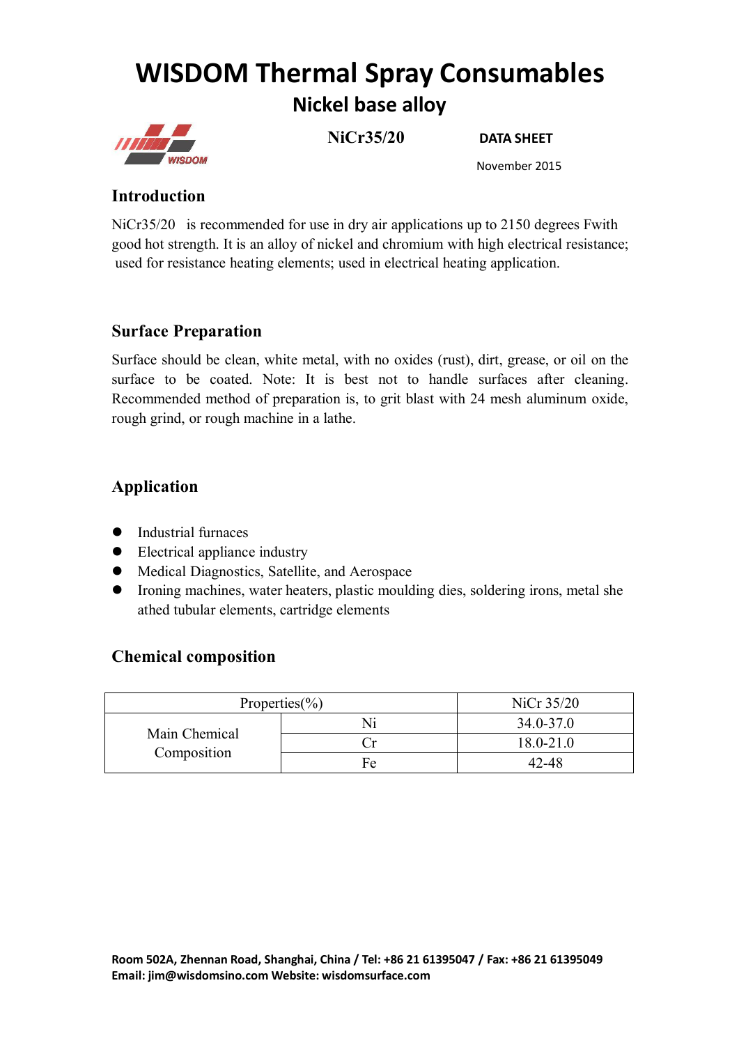# WISDOM Thermal Spray Consumables

## Nickel base alloy

**NiCr35/20** **DATA SHEET**

November 2015

### Introduction

NiCr35/20 is recommended for use in dry air applications up to 2150 degrees Fwith good hot strength. It is an alloy of nickel and chromium with high electrical resistance; used for resistance heating elements; used in electrical heating application.

### Surface Preparation

Surface should be clean, white metal, with no oxides (rust), dirt, grease, or oil on the surface to be coated. Note: It is best not to handle surfaces after cleaning. Recommended method of preparation is, to grit blast with 24 mesh aluminum oxide, rough grind, or rough machine in a lathe.

### Application

- Industrial furnaces
- Electrical appliance industry
- Medical Diagnostics, Satellite, and Aerospace
- Ironing machines, water heaters, plastic moulding dies, soldering irons, metal she athed tubular elements, cartridge elements

### Chemical composition

| Properties(%) | | NiCr 35/20 |
|---|---|---|
| Main Chemical Composition | Ni | 34.0-37.0 |
| | Cr | 18.0-21.0 |
| | Fe | 42-48 |

**Room 502A, Zhennan Road, Shanghai, China / Tel: +86 21 61395047 / Fax: +86 21 61395049**
**Email: jim@wisdomsino.com Website: wisdomsurface.com**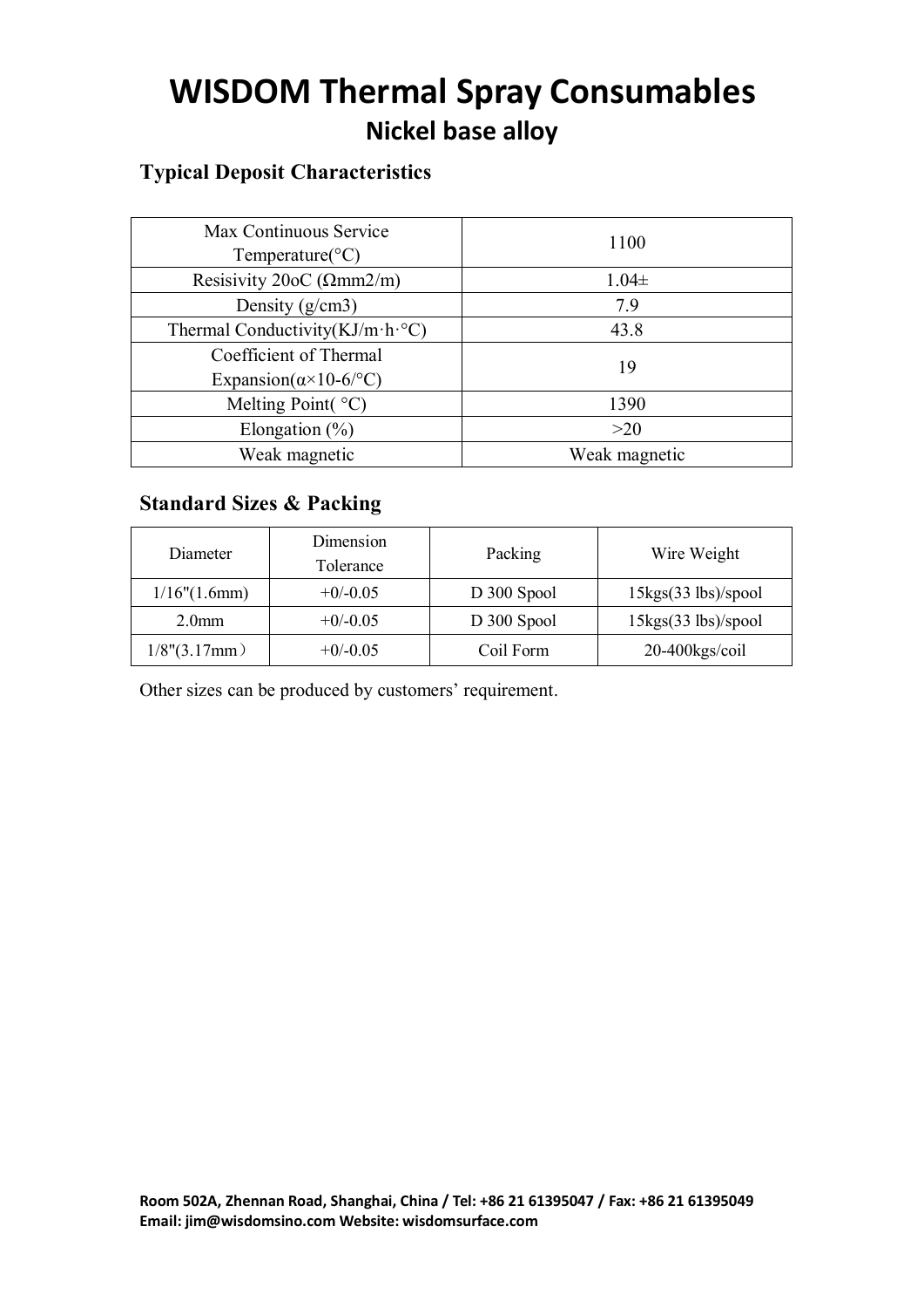# WISDOM Thermal Spray Consumables

## Nickel base alloy

### Typical Deposit Characteristics

| | |
|---|---|
| Max Continuous Service Temperature(°C) | 1100 |
| Resisivity 20oC (Ωmm2/m) | 1.04± |
| Density (g/cm3) | 7.9 |
| Thermal Conductivity(KJ/m·h·°C) | 43.8 |
| Coefficient of Thermal Expansion(α×10-6/°C) | 19 |
| Melting Point( °C) | 1390 |
| Elongation (%) | >20 |
| Weak magnetic | Weak magnetic |

### Standard Sizes & Packing

| Diameter | Dimension Tolerance | Packing | Wire Weight |
|---|---|---|---|
| 1/16"(1.6mm) | +0/-0.05 | D 300 Spool | 15kgs(33 lbs)/spool |
| 2.0mm | +0/-0.05 | D 300 Spool | 15kgs(33 lbs)/spool |
| 1/8"(3.17mm） | +0/-0.05 | Coil Form | 20-400kgs/coil |

Other sizes can be produced by customers' requirement.

**Room 502A, Zhennan Road, Shanghai, China / Tel: +86 21 61395047 / Fax: +86 21 61395049**
**Email: jim@wisdomsino.com Website: wisdomsurface.com**